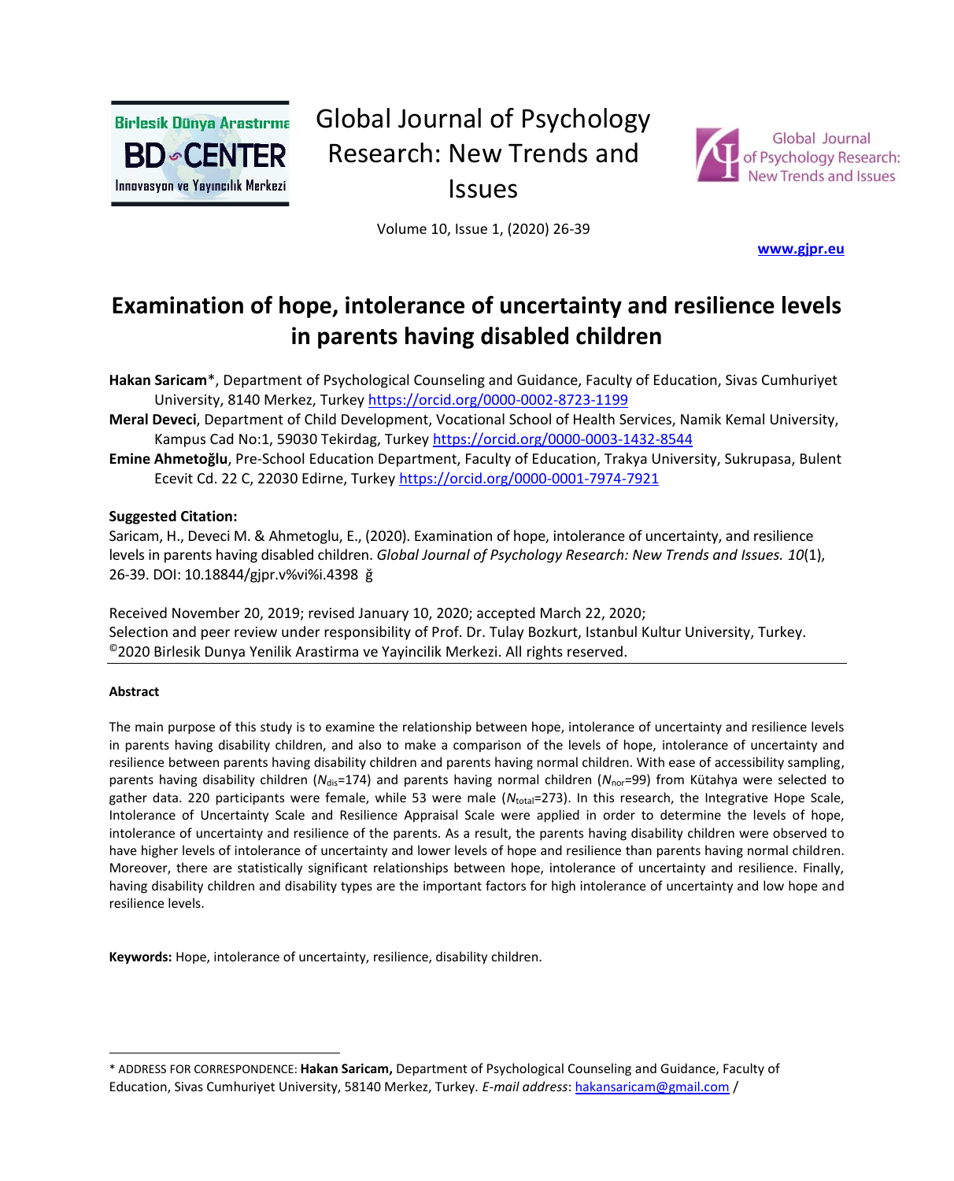Global Journal of Psychology Research: New Trends and Issues

Volume 10, Issue 1, (2020) 26-39

**www.gjpr.eu**

# Examination of hope, intolerance of uncertainty and resilience levels in parents having disabled children

**Hakan Saricam***, Department of Psychological Counseling and Guidance, Faculty of Education, Sivas Cumhuriyet University, 8140 Merkez, Turkey https://orcid.org/0000-0002-8723-1199

**Meral Deveci**, Department of Child Development, Vocational School of Health Services, Namik Kemal University, Kampus Cad No:1, 59030 Tekirdag, Turkey https://orcid.org/0000-0003-1432-8544

**Emine Ahmetoğlu**, Pre-School Education Department, Faculty of Education, Trakya University, Sukrupasa, Bulent Ecevit Cd. 22 C, 22030 Edirne, Turkey https://orcid.org/0000-0001-7974-7921

**Suggested Citation:**

Saricam, H., Deveci M. & Ahmetoglu, E., (2020). Examination of hope, intolerance of uncertainty, and resilience levels in parents having disabled children. *Global Journal of Psychology Research: New Trends and Issues. 10*(1), 26-39. DOI: 10.18844/gjpr.v%vi%i.4398 ğ

Received November 20, 2019; revised January 10, 2020; accepted March 22, 2020;
Selection and peer review under responsibility of Prof. Dr. Tulay Bozkurt, Istanbul Kultur University, Turkey.
©2020 Birlesik Dunya Yenilik Arastirma ve Yayincilik Merkezi. All rights reserved.

#### Abstract

The main purpose of this study is to examine the relationship between hope, intolerance of uncertainty and resilience levels in parents having disability children, and also to make a comparison of the levels of hope, intolerance of uncertainty and resilience between parents having disability children and parents having normal children. With ease of accessibility sampling, parents having disability children ($N_{dis}$=174) and parents having normal children ($N_{nor}$=99) from Kütahya were selected to gather data. 220 participants were female, while 53 were male ($N_{total}$=273). In this research, the Integrative Hope Scale, Intolerance of Uncertainty Scale and Resilience Appraisal Scale were applied in order to determine the levels of hope, intolerance of uncertainty and resilience of the parents. As a result, the parents having disability children were observed to have higher levels of intolerance of uncertainty and lower levels of hope and resilience than parents having normal children. Moreover, there are statistically significant relationships between hope, intolerance of uncertainty and resilience. Finally, having disability children and disability types are the important factors for high intolerance of uncertainty and low hope and resilience levels.

**Keywords:** Hope, intolerance of uncertainty, resilience, disability children.

---

\* ADDRESS FOR CORRESPONDENCE: **Hakan Saricam,** Department of Psychological Counseling and Guidance, Faculty of Education, Sivas Cumhuriyet University, 58140 Merkez, Turkey. *E-mail address*: hakansaricam@gmail.com /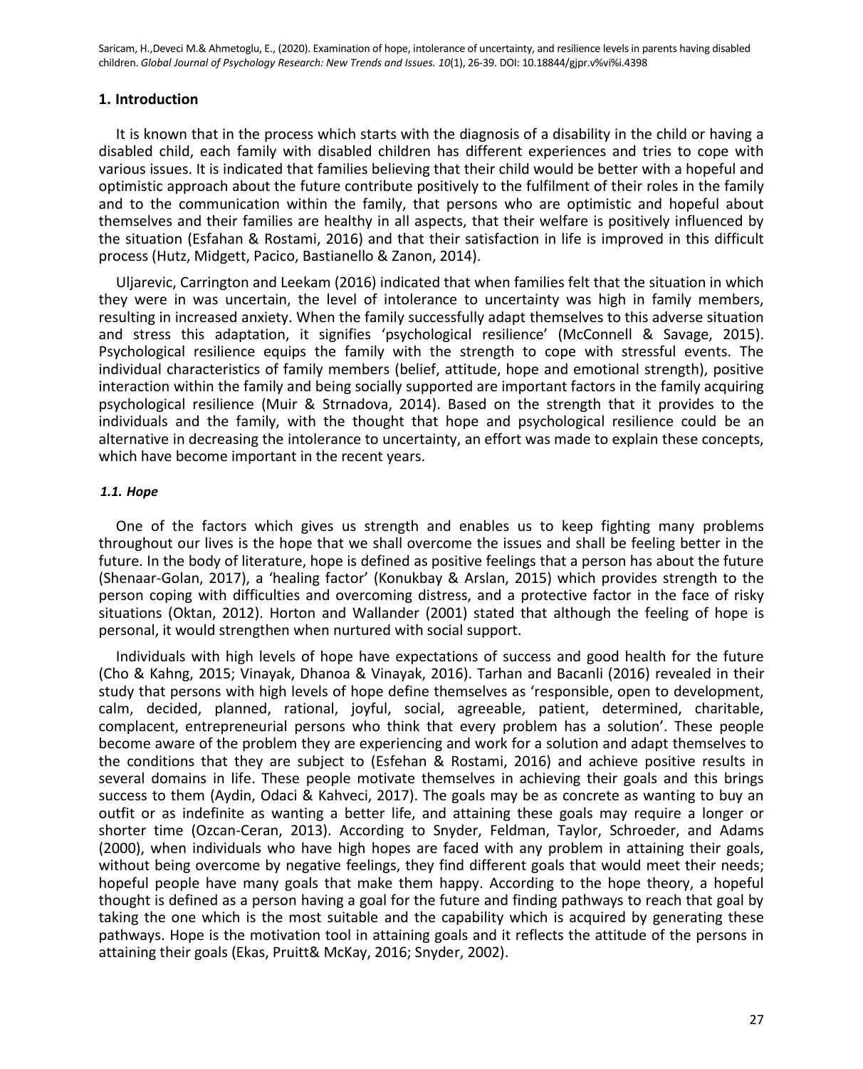## 1. Introduction

It is known that in the process which starts with the diagnosis of a disability in the child or having a disabled child, each family with disabled children has different experiences and tries to cope with various issues. It is indicated that families believing that their child would be better with a hopeful and optimistic approach about the future contribute positively to the fulfilment of their roles in the family and to the communication within the family, that persons who are optimistic and hopeful about themselves and their families are healthy in all aspects, that their welfare is positively influenced by the situation (Esfahan & Rostami, 2016) and that their satisfaction in life is improved in this difficult process (Hutz, Midgett, Pacico, Bastianello & Zanon, 2014).

Uljarevic, Carrington and Leekam (2016) indicated that when families felt that the situation in which they were in was uncertain, the level of intolerance to uncertainty was high in family members, resulting in increased anxiety. When the family successfully adapt themselves to this adverse situation and stress this adaptation, it signifies 'psychological resilience' (McConnell & Savage, 2015). Psychological resilience equips the family with the strength to cope with stressful events. The individual characteristics of family members (belief, attitude, hope and emotional strength), positive interaction within the family and being socially supported are important factors in the family acquiring psychological resilience (Muir & Strnadova, 2014). Based on the strength that it provides to the individuals and the family, with the thought that hope and psychological resilience could be an alternative in decreasing the intolerance to uncertainty, an effort was made to explain these concepts, which have become important in the recent years.

### *1.1. Hope*

One of the factors which gives us strength and enables us to keep fighting many problems throughout our lives is the hope that we shall overcome the issues and shall be feeling better in the future. In the body of literature, hope is defined as positive feelings that a person has about the future (Shenaar-Golan, 2017), a 'healing factor' (Konukbay & Arslan, 2015) which provides strength to the person coping with difficulties and overcoming distress, and a protective factor in the face of risky situations (Oktan, 2012). Horton and Wallander (2001) stated that although the feeling of hope is personal, it would strengthen when nurtured with social support.

Individuals with high levels of hope have expectations of success and good health for the future (Cho & Kahng, 2015; Vinayak, Dhanoa & Vinayak, 2016). Tarhan and Bacanli (2016) revealed in their study that persons with high levels of hope define themselves as 'responsible, open to development, calm, decided, planned, rational, joyful, social, agreeable, patient, determined, charitable, complacent, entrepreneurial persons who think that every problem has a solution'. These people become aware of the problem they are experiencing and work for a solution and adapt themselves to the conditions that they are subject to (Esfehan & Rostami, 2016) and achieve positive results in several domains in life. These people motivate themselves in achieving their goals and this brings success to them (Aydin, Odaci & Kahveci, 2017). The goals may be as concrete as wanting to buy an outfit or as indefinite as wanting a better life, and attaining these goals may require a longer or shorter time (Ozcan-Ceran, 2013). According to Snyder, Feldman, Taylor, Schroeder, and Adams (2000), when individuals who have high hopes are faced with any problem in attaining their goals, without being overcome by negative feelings, they find different goals that would meet their needs; hopeful people have many goals that make them happy. According to the hope theory, a hopeful thought is defined as a person having a goal for the future and finding pathways to reach that goal by taking the one which is the most suitable and the capability which is acquired by generating these pathways. Hope is the motivation tool in attaining goals and it reflects the attitude of the persons in attaining their goals (Ekas, Pruitt& McKay, 2016; Snyder, 2002).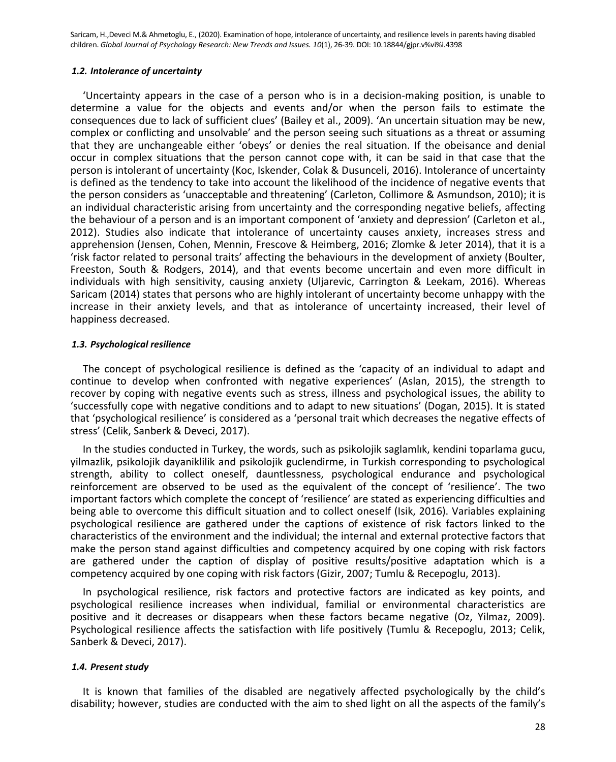### *1.2. Intolerance of uncertainty*

'Uncertainty appears in the case of a person who is in a decision-making position, is unable to determine a value for the objects and events and/or when the person fails to estimate the consequences due to lack of sufficient clues' (Bailey et al., 2009). 'An uncertain situation may be new, complex or conflicting and unsolvable' and the person seeing such situations as a threat or assuming that they are unchangeable either 'obeys' or denies the real situation. If the obeisance and denial occur in complex situations that the person cannot cope with, it can be said in that case that the person is intolerant of uncertainty (Koc, Iskender, Colak & Dusunceli, 2016). Intolerance of uncertainty is defined as the tendency to take into account the likelihood of the incidence of negative events that the person considers as 'unacceptable and threatening' (Carleton, Collimore & Asmundson, 2010); it is an individual characteristic arising from uncertainty and the corresponding negative beliefs, affecting the behaviour of a person and is an important component of 'anxiety and depression' (Carleton et al., 2012). Studies also indicate that intolerance of uncertainty causes anxiety, increases stress and apprehension (Jensen, Cohen, Mennin, Frescove & Heimberg, 2016; Zlomke & Jeter 2014), that it is a 'risk factor related to personal traits' affecting the behaviours in the development of anxiety (Boulter, Freeston, South & Rodgers, 2014), and that events become uncertain and even more difficult in individuals with high sensitivity, causing anxiety (Uljarevic, Carrington & Leekam, 2016). Whereas Saricam (2014) states that persons who are highly intolerant of uncertainty become unhappy with the increase in their anxiety levels, and that as intolerance of uncertainty increased, their level of happiness decreased.

### *1.3. Psychological resilience*

The concept of psychological resilience is defined as the 'capacity of an individual to adapt and continue to develop when confronted with negative experiences' (Aslan, 2015), the strength to recover by coping with negative events such as stress, illness and psychological issues, the ability to 'successfully cope with negative conditions and to adapt to new situations' (Dogan, 2015). It is stated that 'psychological resilience' is considered as a 'personal trait which decreases the negative effects of stress' (Celik, Sanberk & Deveci, 2017).

In the studies conducted in Turkey, the words, such as psikolojik saglamlık, kendini toparlama gucu, yilmazlik, psikolojik dayaniklilik and psikolojik guclendirme, in Turkish corresponding to psychological strength, ability to collect oneself, dauntlessness, psychological endurance and psychological reinforcement are observed to be used as the equivalent of the concept of 'resilience'. The two important factors which complete the concept of 'resilience' are stated as experiencing difficulties and being able to overcome this difficult situation and to collect oneself (Isik, 2016). Variables explaining psychological resilience are gathered under the captions of existence of risk factors linked to the characteristics of the environment and the individual; the internal and external protective factors that make the person stand against difficulties and competency acquired by one coping with risk factors are gathered under the caption of display of positive results/positive adaptation which is a competency acquired by one coping with risk factors (Gizir, 2007; Tumlu & Recepoglu, 2013).

In psychological resilience, risk factors and protective factors are indicated as key points, and psychological resilience increases when individual, familial or environmental characteristics are positive and it decreases or disappears when these factors became negative (Oz, Yilmaz, 2009). Psychological resilience affects the satisfaction with life positively (Tumlu & Recepoglu, 2013; Celik, Sanberk & Deveci, 2017).

### *1.4. Present study*

It is known that families of the disabled are negatively affected psychologically by the child's disability; however, studies are conducted with the aim to shed light on all the aspects of the family's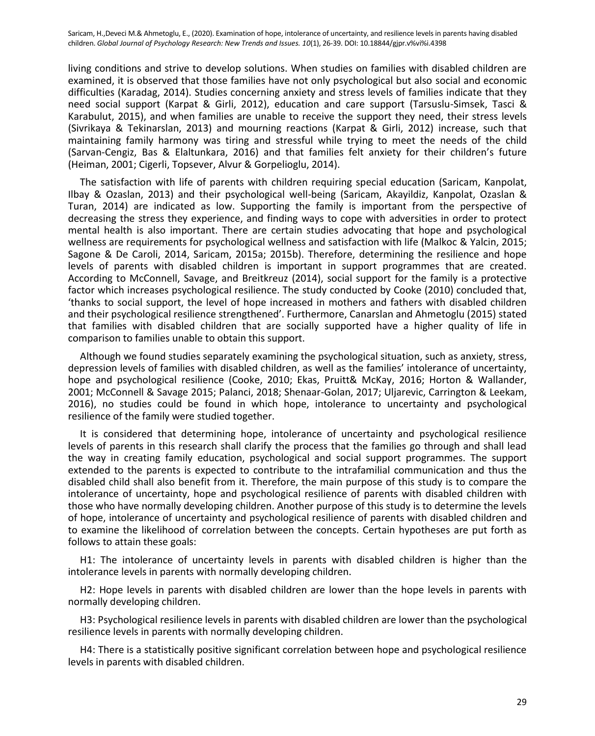living conditions and strive to develop solutions. When studies on families with disabled children are examined, it is observed that those families have not only psychological but also social and economic difficulties (Karadag, 2014). Studies concerning anxiety and stress levels of families indicate that they need social support (Karpat & Girli, 2012), education and care support (Tarsuslu-Simsek, Tasci & Karabulut, 2015), and when families are unable to receive the support they need, their stress levels (Sivrikaya & Tekinarslan, 2013) and mourning reactions (Karpat & Girli, 2012) increase, such that maintaining family harmony was tiring and stressful while trying to meet the needs of the child (Sarvan-Cengiz, Bas & Elaltunkara, 2016) and that families felt anxiety for their children's future (Heiman, 2001; Cigerli, Topsever, Alvur & Gorpelioglu, 2014).

The satisfaction with life of parents with children requiring special education (Saricam, Kanpolat, Ilbay & Ozaslan, 2013) and their psychological well-being (Saricam, Akayildiz, Kanpolat, Ozaslan & Turan, 2014) are indicated as low. Supporting the family is important from the perspective of decreasing the stress they experience, and finding ways to cope with adversities in order to protect mental health is also important. There are certain studies advocating that hope and psychological wellness are requirements for psychological wellness and satisfaction with life (Malkoc & Yalcin, 2015; Sagone & De Caroli, 2014, Saricam, 2015a; 2015b). Therefore, determining the resilience and hope levels of parents with disabled children is important in support programmes that are created. According to McConnell, Savage, and Breitkreuz (2014), social support for the family is a protective factor which increases psychological resilience. The study conducted by Cooke (2010) concluded that, 'thanks to social support, the level of hope increased in mothers and fathers with disabled children and their psychological resilience strengthened'. Furthermore, Canarslan and Ahmetoglu (2015) stated that families with disabled children that are socially supported have a higher quality of life in comparison to families unable to obtain this support.

Although we found studies separately examining the psychological situation, such as anxiety, stress, depression levels of families with disabled children, as well as the families' intolerance of uncertainty, hope and psychological resilience (Cooke, 2010; Ekas, Pruitt& McKay, 2016; Horton & Wallander, 2001; McConnell & Savage 2015; Palanci, 2018; Shenaar-Golan, 2017; Uljarevic, Carrington & Leekam, 2016), no studies could be found in which hope, intolerance to uncertainty and psychological resilience of the family were studied together.

It is considered that determining hope, intolerance of uncertainty and psychological resilience levels of parents in this research shall clarify the process that the families go through and shall lead the way in creating family education, psychological and social support programmes. The support extended to the parents is expected to contribute to the intrafamilial communication and thus the disabled child shall also benefit from it. Therefore, the main purpose of this study is to compare the intolerance of uncertainty, hope and psychological resilience of parents with disabled children with those who have normally developing children. Another purpose of this study is to determine the levels of hope, intolerance of uncertainty and psychological resilience of parents with disabled children and to examine the likelihood of correlation between the concepts. Certain hypotheses are put forth as follows to attain these goals:

H1: The intolerance of uncertainty levels in parents with disabled children is higher than the intolerance levels in parents with normally developing children.

H2: Hope levels in parents with disabled children are lower than the hope levels in parents with normally developing children.

H3: Psychological resilience levels in parents with disabled children are lower than the psychological resilience levels in parents with normally developing children.

H4: There is a statistically positive significant correlation between hope and psychological resilience levels in parents with disabled children.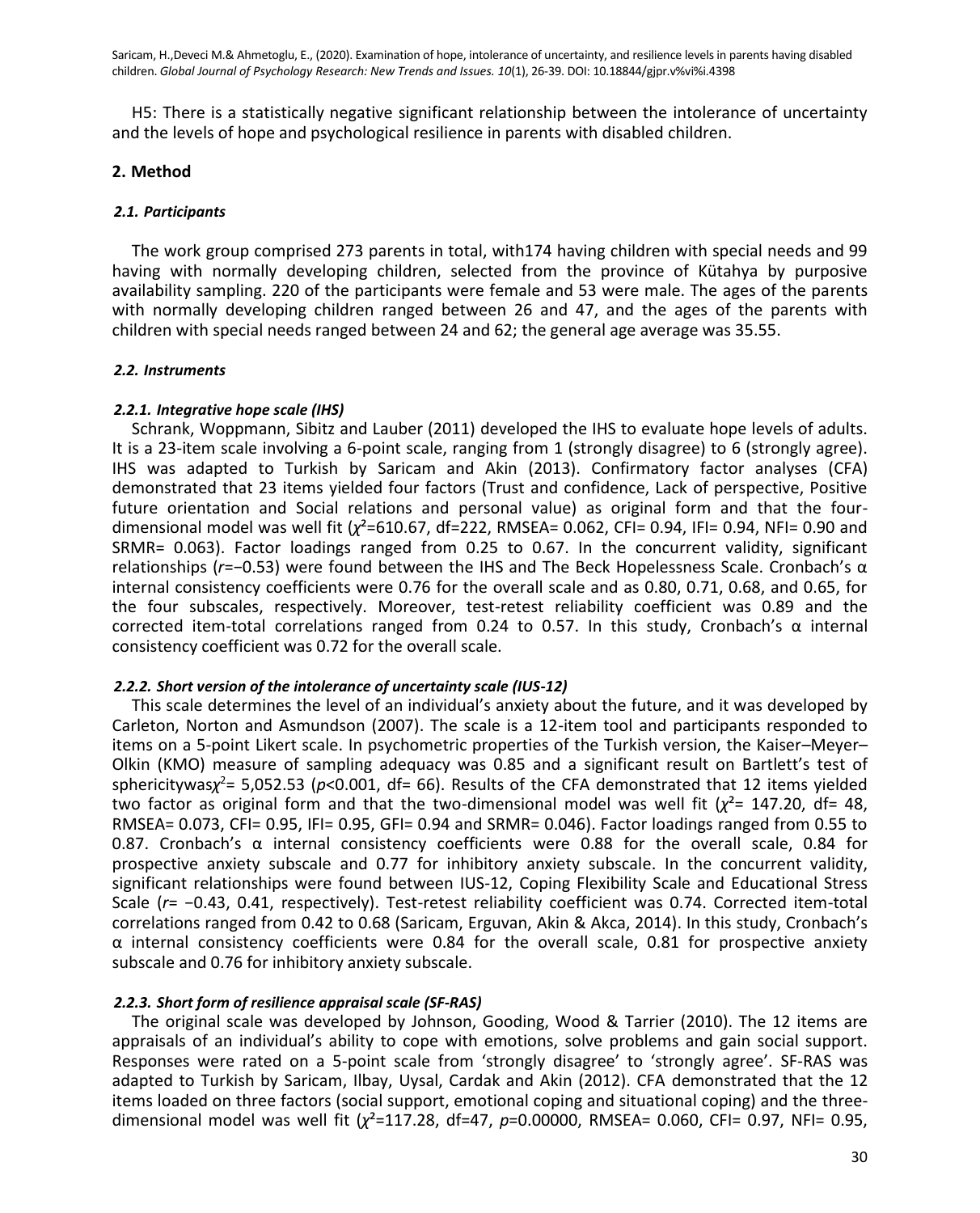H5: There is a statistically negative significant relationship between the intolerance of uncertainty and the levels of hope and psychological resilience in parents with disabled children.

## 2. Method

### *2.1. Participants*

The work group comprised 273 parents in total, with174 having children with special needs and 99 having with normally developing children, selected from the province of Kütahya by purposive availability sampling. 220 of the participants were female and 53 were male. The ages of the parents with normally developing children ranged between 26 and 47, and the ages of the parents with children with special needs ranged between 24 and 62; the general age average was 35.55.

### *2.2. Instruments*

#### *2.2.1. Integrative hope scale (IHS)*

Schrank, Woppmann, Sibitz and Lauber (2011) developed the IHS to evaluate hope levels of adults. It is a 23-item scale involving a 6-point scale, ranging from 1 (strongly disagree) to 6 (strongly agree). IHS was adapted to Turkish by Saricam and Akin (2013). Confirmatory factor analyses (CFA) demonstrated that 23 items yielded four factors (Trust and confidence, Lack of perspective, Positive future orientation and Social relations and personal value) as original form and that the four-dimensional model was well fit ($\chi^2$=610.67, df=222, RMSEA= 0.062, CFI= 0.94, IFI= 0.94, NFI= 0.90 and SRMR= 0.063). Factor loadings ranged from 0.25 to 0.67. In the concurrent validity, significant relationships ($r$=−0.53) were found between the IHS and The Beck Hopelessness Scale. Cronbach's α internal consistency coefficients were 0.76 for the overall scale and as 0.80, 0.71, 0.68, and 0.65, for the four subscales, respectively. Moreover, test-retest reliability coefficient was 0.89 and the corrected item-total correlations ranged from 0.24 to 0.57. In this study, Cronbach's α internal consistency coefficient was 0.72 for the overall scale.

#### *2.2.2. Short version of the intolerance of uncertainty scale (IUS-12)*

This scale determines the level of an individual's anxiety about the future, and it was developed by Carleton, Norton and Asmundson (2007). The scale is a 12-item tool and participants responded to items on a 5-point Likert scale. In psychometric properties of the Turkish version, the Kaiser–Meyer–Olkin (KMO) measure of sampling adequacy was 0.85 and a significant result on Bartlett's test of sphericitywas$\chi^2$= 5,052.53 ($p$<0.001, df= 66). Results of the CFA demonstrated that 12 items yielded two factor as original form and that the two-dimensional model was well fit ($\chi^2$= 147.20, df= 48, RMSEA= 0.073, CFI= 0.95, IFI= 0.95, GFI= 0.94 and SRMR= 0.046). Factor loadings ranged from 0.55 to 0.87. Cronbach's α internal consistency coefficients were 0.88 for the overall scale, 0.84 for prospective anxiety subscale and 0.77 for inhibitory anxiety subscale. In the concurrent validity, significant relationships were found between IUS-12, Coping Flexibility Scale and Educational Stress Scale ($r$= −0.43, 0.41, respectively). Test-retest reliability coefficient was 0.74. Corrected item-total correlations ranged from 0.42 to 0.68 (Saricam, Erguvan, Akin & Akca, 2014). In this study, Cronbach's α internal consistency coefficients were 0.84 for the overall scale, 0.81 for prospective anxiety subscale and 0.76 for inhibitory anxiety subscale.

#### *2.2.3. Short form of resilience appraisal scale (SF-RAS)*

The original scale was developed by Johnson, Gooding, Wood & Tarrier (2010). The 12 items are appraisals of an individual's ability to cope with emotions, solve problems and gain social support. Responses were rated on a 5-point scale from 'strongly disagree' to 'strongly agree'. SF-RAS was adapted to Turkish by Saricam, Ilbay, Uysal, Cardak and Akin (2012). CFA demonstrated that the 12 items loaded on three factors (social support, emotional coping and situational coping) and the three-dimensional model was well fit ($\chi^2$=117.28, df=47, $p$=0.00000, RMSEA= 0.060, CFI= 0.97, NFI= 0.95,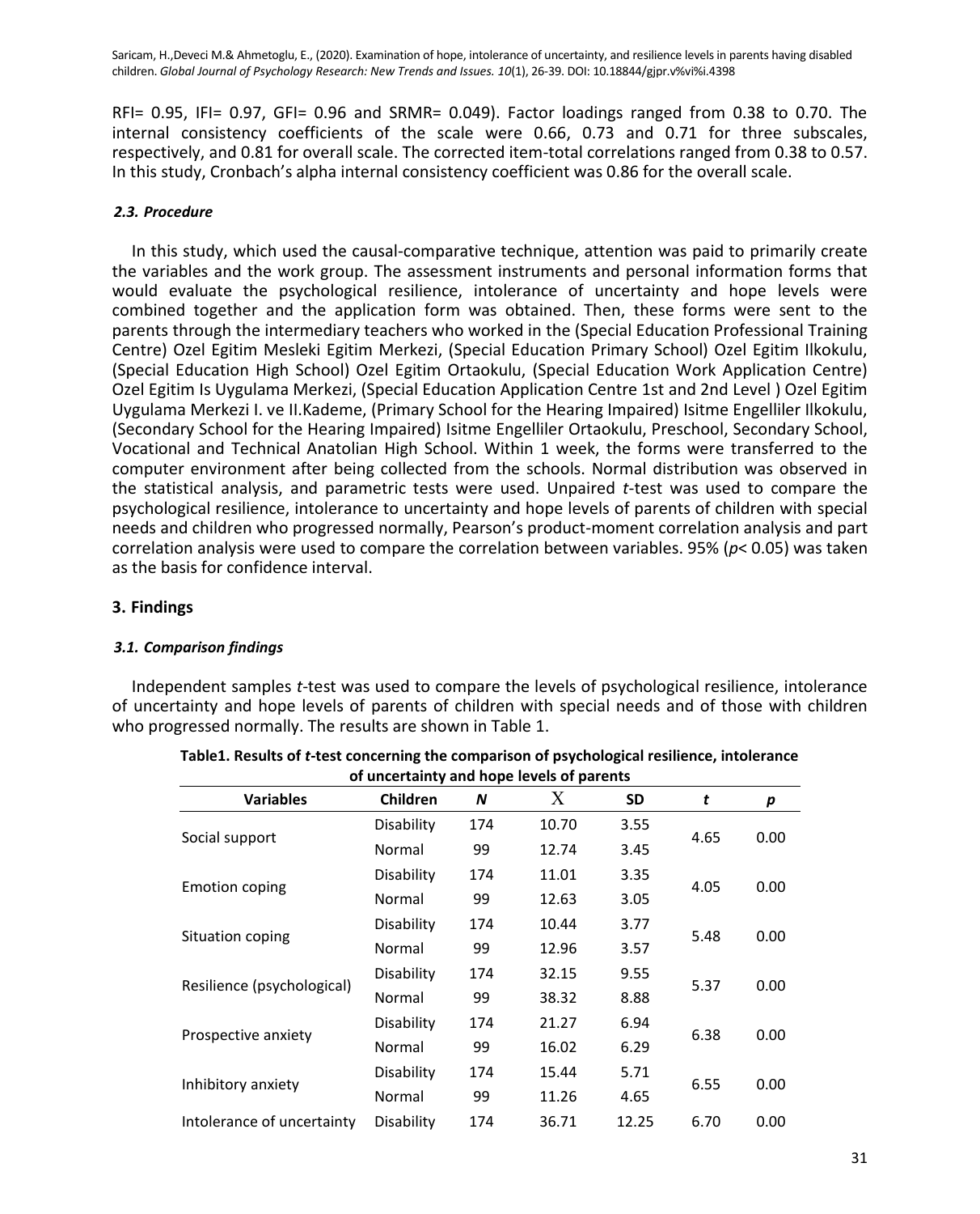RFI= 0.95, IFI= 0.97, GFI= 0.96 and SRMR= 0.049). Factor loadings ranged from 0.38 to 0.70. The internal consistency coefficients of the scale were 0.66, 0.73 and 0.71 for three subscales, respectively, and 0.81 for overall scale. The corrected item-total correlations ranged from 0.38 to 0.57. In this study, Cronbach's alpha internal consistency coefficient was 0.86 for the overall scale.

### *2.3. Procedure*

In this study, which used the causal-comparative technique, attention was paid to primarily create the variables and the work group. The assessment instruments and personal information forms that would evaluate the psychological resilience, intolerance of uncertainty and hope levels were combined together and the application form was obtained. Then, these forms were sent to the parents through the intermediary teachers who worked in the (Special Education Professional Training Centre) Ozel Egitim Mesleki Egitim Merkezi, (Special Education Primary School) Ozel Egitim Ilkokulu, (Special Education High School) Ozel Egitim Ortaokulu, (Special Education Work Application Centre) Ozel Egitim Is Uygulama Merkezi, (Special Education Application Centre 1st and 2nd Level ) Ozel Egitim Uygulama Merkezi I. ve II.Kademe, (Primary School for the Hearing Impaired) Isitme Engelliler Ilkokulu, (Secondary School for the Hearing Impaired) Isitme Engelliler Ortaokulu, Preschool, Secondary School, Vocational and Technical Anatolian High School. Within 1 week, the forms were transferred to the computer environment after being collected from the schools. Normal distribution was observed in the statistical analysis, and parametric tests were used. Unpaired *t*-test was used to compare the psychological resilience, intolerance to uncertainty and hope levels of parents of children with special needs and children who progressed normally, Pearson's product-moment correlation analysis and part correlation analysis were used to compare the correlation between variables. 95% ($p$< 0.05) was taken as the basis for confidence interval.

## 3. Findings

### *3.1. Comparison findings*

Independent samples *t*-test was used to compare the levels of psychological resilience, intolerance of uncertainty and hope levels of parents of children with special needs and of those with children who progressed normally. The results are shown in Table 1.

**Table1. Results of *t*-test concerning the comparison of psychological resilience, intolerance of uncertainty and hope levels of parents**

| Variables | Children | *N* | $\bar{X}$ | SD | *t* | *p* |
|---|---|---|---|---|---|---|
| Social support | Disability | 174 | 10.70 | 3.55 | 4.65 | 0.00 |
| | Normal | 99 | 12.74 | 3.45 | | |
| Emotion coping | Disability | 174 | 11.01 | 3.35 | 4.05 | 0.00 |
| | Normal | 99 | 12.63 | 3.05 | | |
| Situation coping | Disability | 174 | 10.44 | 3.77 | 5.48 | 0.00 |
| | Normal | 99 | 12.96 | 3.57 | | |
| Resilience (psychological) | Disability | 174 | 32.15 | 9.55 | 5.37 | 0.00 |
| | Normal | 99 | 38.32 | 8.88 | | |
| Prospective anxiety | Disability | 174 | 21.27 | 6.94 | 6.38 | 0.00 |
| | Normal | 99 | 16.02 | 6.29 | | |
| Inhibitory anxiety | Disability | 174 | 15.44 | 5.71 | 6.55 | 0.00 |
| | Normal | 99 | 11.26 | 4.65 | | |
| Intolerance of uncertainty | Disability | 174 | 36.71 | 12.25 | 6.70 | 0.00 |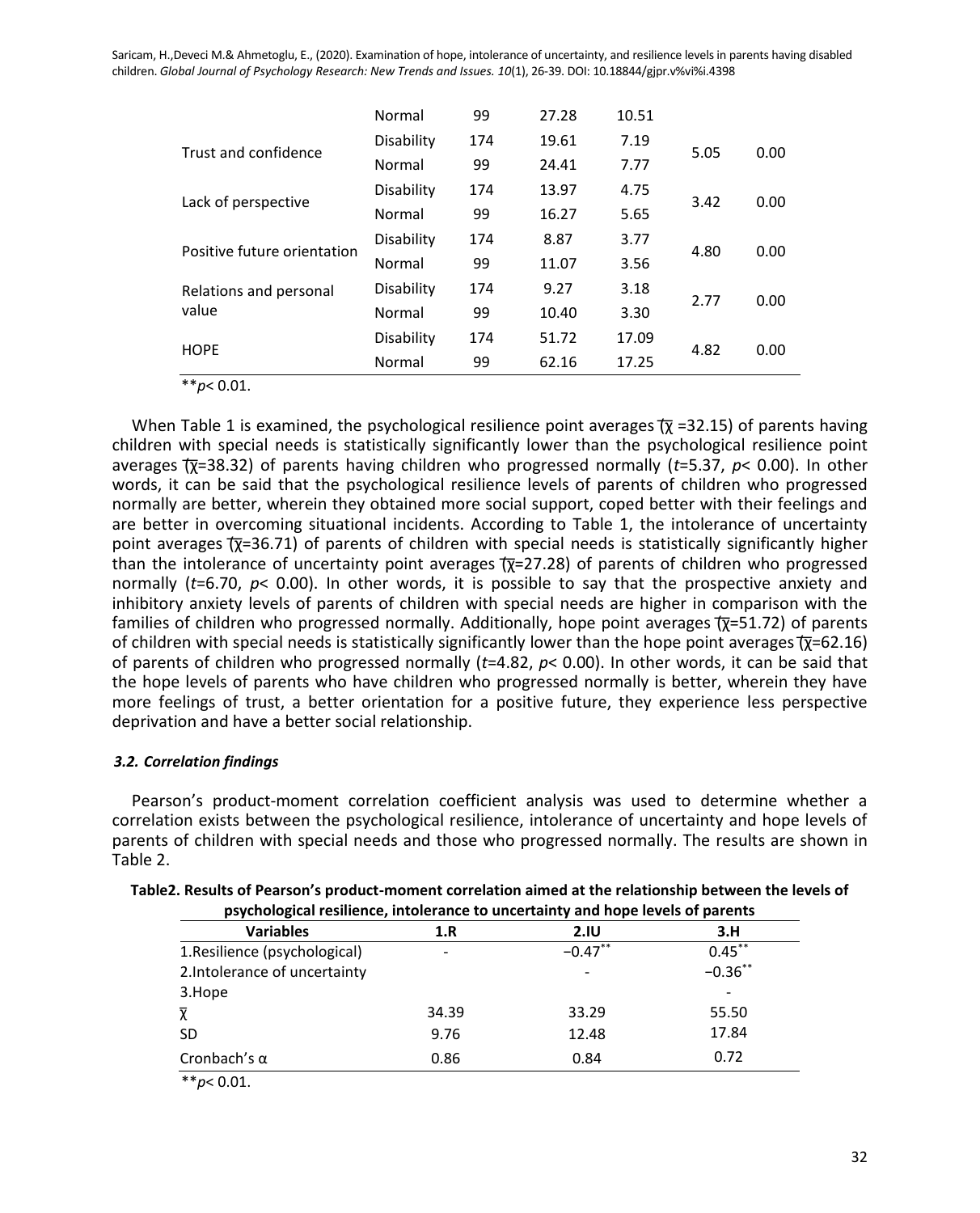| | | | | | | |
|---|---|---|---|---|---|---|
| | Normal | 99 | 27.28 | 10.51 | | |
| Trust and confidence | Disability | 174 | 19.61 | 7.19 | 5.05 | 0.00 |
| | Normal | 99 | 24.41 | 7.77 | | |
| Lack of perspective | Disability | 174 | 13.97 | 4.75 | 3.42 | 0.00 |
| | Normal | 99 | 16.27 | 5.65 | | |
| Positive future orientation | Disability | 174 | 8.87 | 3.77 | 4.80 | 0.00 |
| | Normal | 99 | 11.07 | 3.56 | | |
| Relations and personal value | Disability | 174 | 9.27 | 3.18 | 2.77 | 0.00 |
| | Normal | 99 | 10.40 | 3.30 | | |
| HOPE | Disability | 174 | 51.72 | 17.09 | 4.82 | 0.00 |
| | Normal | 99 | 62.16 | 17.25 | | |

**$p < 0.01$.

When Table 1 is examined, the psychological resilience point averages ($\bar{\chi}$ =32.15) of parents having children with special needs is statistically significantly lower than the psychological resilience point averages ($\bar{\chi}$=38.32) of parents having children who progressed normally ($t$=5.37, $p$< 0.00). In other words, it can be said that the psychological resilience levels of parents of children who progressed normally are better, wherein they obtained more social support, coped better with their feelings and are better in overcoming situational incidents. According to Table 1, the intolerance of uncertainty point averages ($\bar{\chi}$=36.71) of parents of children with special needs is statistically significantly higher than the intolerance of uncertainty point averages ($\bar{\chi}$=27.28) of parents of children who progressed normally ($t$=6.70, $p$< 0.00). In other words, it is possible to say that the prospective anxiety and inhibitory anxiety levels of parents of children with special needs are higher in comparison with the families of children who progressed normally. Additionally, hope point averages ($\bar{\chi}$=51.72) of parents of children with special needs is statistically significantly lower than the hope point averages ($\bar{\chi}$=62.16) of parents of children who progressed normally ($t$=4.82, $p$< 0.00). In other words, it can be said that the hope levels of parents who have children who progressed normally is better, wherein they have more feelings of trust, a better orientation for a positive future, they experience less perspective deprivation and have a better social relationship.

### *3.2. Correlation findings*

Pearson's product-moment correlation coefficient analysis was used to determine whether a correlation exists between the psychological resilience, intolerance of uncertainty and hope levels of parents of children with special needs and those who progressed normally. The results are shown in Table 2.

**Table2. Results of Pearson's product-moment correlation aimed at the relationship between the levels of psychological resilience, intolerance to uncertainty and hope levels of parents**

| Variables | 1.R | 2.IU | 3.H |
|---|---|---|---|
| 1.Resilience (psychological) | - | $-0.47^{**}$ | $0.45^{**}$ |
| 2.Intolerance of uncertainty | | - | $-0.36^{**}$ |
| 3.Hope | | | - |
| $\bar{\chi}$ | 34.39 | 33.29 | 55.50 |
| SD | 9.76 | 12.48 | 17.84 |
| Cronbach's α | 0.86 | 0.84 | 0.72 |

**$p < 0.01$.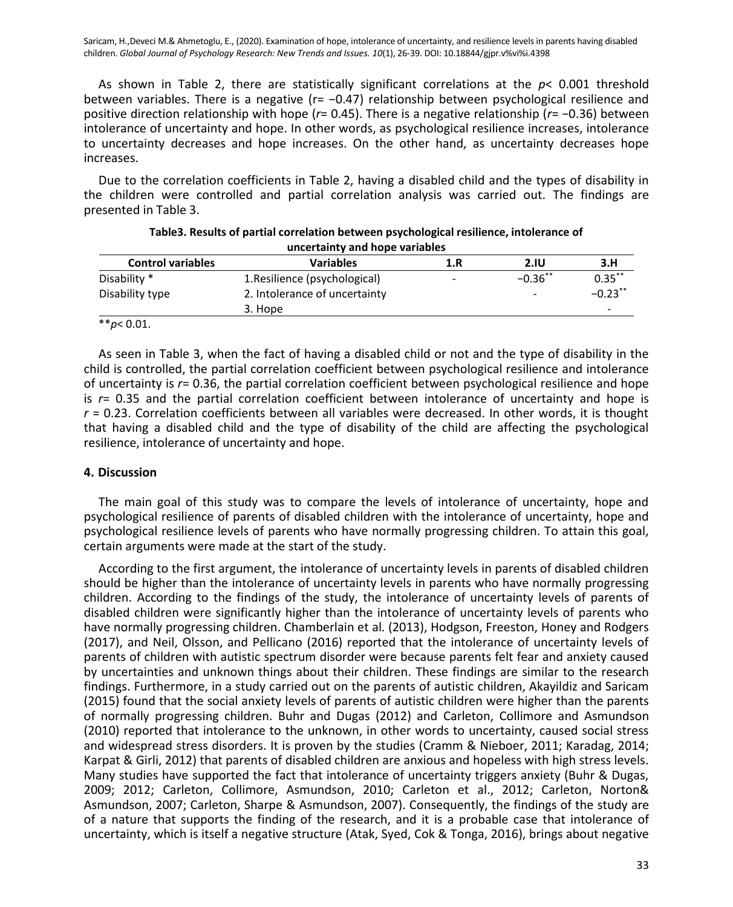As shown in Table 2, there are statistically significant correlations at the $p < 0.001$ threshold between variables. There is a negative ($r = -0.47$) relationship between psychological resilience and positive direction relationship with hope ($r = 0.45$). There is a negative relationship ($r = -0.36$) between intolerance of uncertainty and hope. In other words, as psychological resilience increases, intolerance to uncertainty decreases and hope increases. On the other hand, as uncertainty decreases hope increases.

Due to the correlation coefficients in Table 2, having a disabled child and the types of disability in the children were controlled and partial correlation analysis was carried out. The findings are presented in Table 3.

**Table3. Results of partial correlation between psychological resilience, intolerance of uncertainty and hope variables**

| Control variables | Variables | 1.R | 2.IU | 3.H |
|---|---|---|---|---|
| Disability * | 1.Resilience (psychological) | - | $-0.36^{**}$ | $0.35^{**}$ |
| Disability type | 2. Intolerance of uncertainty | | - | $-0.23^{**}$ |
| | 3. Hope | | | - |

**$p < 0.01$.

As seen in Table 3, when the fact of having a disabled child or not and the type of disability in the child is controlled, the partial correlation coefficient between psychological resilience and intolerance of uncertainty is $r = 0.36$, the partial correlation coefficient between psychological resilience and hope is $r = 0.35$ and the partial correlation coefficient between intolerance of uncertainty and hope is $r = 0.23$. Correlation coefficients between all variables were decreased. In other words, it is thought that having a disabled child and the type of disability of the child are affecting the psychological resilience, intolerance of uncertainty and hope.

## 4. Discussion

The main goal of this study was to compare the levels of intolerance of uncertainty, hope and psychological resilience of parents of disabled children with the intolerance of uncertainty, hope and psychological resilience levels of parents who have normally progressing children. To attain this goal, certain arguments were made at the start of the study.

According to the first argument, the intolerance of uncertainty levels in parents of disabled children should be higher than the intolerance of uncertainty levels in parents who have normally progressing children. According to the findings of the study, the intolerance of uncertainty levels of parents of disabled children were significantly higher than the intolerance of uncertainty levels of parents who have normally progressing children. Chamberlain et al. (2013), Hodgson, Freeston, Honey and Rodgers (2017), and Neil, Olsson, and Pellicano (2016) reported that the intolerance of uncertainty levels of parents of children with autistic spectrum disorder were because parents felt fear and anxiety caused by uncertainties and unknown things about their children. These findings are similar to the research findings. Furthermore, in a study carried out on the parents of autistic children, Akayildiz and Saricam (2015) found that the social anxiety levels of parents of autistic children were higher than the parents of normally progressing children. Buhr and Dugas (2012) and Carleton, Collimore and Asmundson (2010) reported that intolerance to the unknown, in other words to uncertainty, caused social stress and widespread stress disorders. It is proven by the studies (Cramm & Nieboer, 2011; Karadag, 2014; Karpat & Girli, 2012) that parents of disabled children are anxious and hopeless with high stress levels. Many studies have supported the fact that intolerance of uncertainty triggers anxiety (Buhr & Dugas, 2009; 2012; Carleton, Collimore, Asmundson, 2010; Carleton et al., 2012; Carleton, Norton& Asmundson, 2007; Carleton, Sharpe & Asmundson, 2007). Consequently, the findings of the study are of a nature that supports the finding of the research, and it is a probable case that intolerance of uncertainty, which is itself a negative structure (Atak, Syed, Cok & Tonga, 2016), brings about negative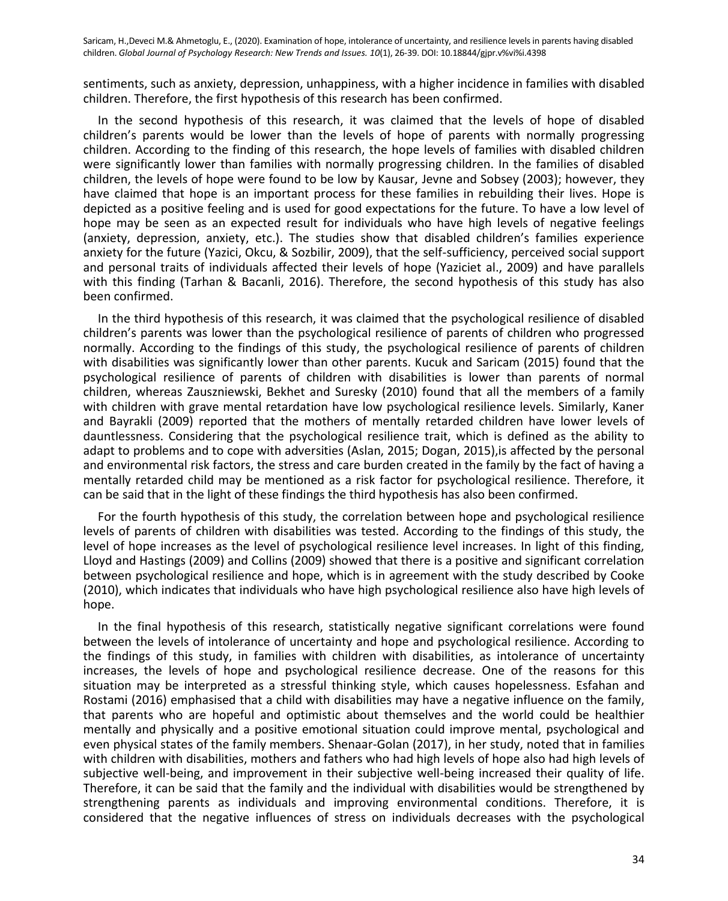sentiments, such as anxiety, depression, unhappiness, with a higher incidence in families with disabled children. Therefore, the first hypothesis of this research has been confirmed.

In the second hypothesis of this research, it was claimed that the levels of hope of disabled children's parents would be lower than the levels of hope of parents with normally progressing children. According to the finding of this research, the hope levels of families with disabled children were significantly lower than families with normally progressing children. In the families of disabled children, the levels of hope were found to be low by Kausar, Jevne and Sobsey (2003); however, they have claimed that hope is an important process for these families in rebuilding their lives. Hope is depicted as a positive feeling and is used for good expectations for the future. To have a low level of hope may be seen as an expected result for individuals who have high levels of negative feelings (anxiety, depression, anxiety, etc.). The studies show that disabled children's families experience anxiety for the future (Yazici, Okcu, & Sozbilir, 2009), that the self-sufficiency, perceived social support and personal traits of individuals affected their levels of hope (Yaziciet al., 2009) and have parallels with this finding (Tarhan & Bacanli, 2016). Therefore, the second hypothesis of this study has also been confirmed.

In the third hypothesis of this research, it was claimed that the psychological resilience of disabled children's parents was lower than the psychological resilience of parents of children who progressed normally. According to the findings of this study, the psychological resilience of parents of children with disabilities was significantly lower than other parents. Kucuk and Saricam (2015) found that the psychological resilience of parents of children with disabilities is lower than parents of normal children, whereas Zauszniewski, Bekhet and Suresky (2010) found that all the members of a family with children with grave mental retardation have low psychological resilience levels. Similarly, Kaner and Bayrakli (2009) reported that the mothers of mentally retarded children have lower levels of dauntlessness. Considering that the psychological resilience trait, which is defined as the ability to adapt to problems and to cope with adversities (Aslan, 2015; Dogan, 2015),is affected by the personal and environmental risk factors, the stress and care burden created in the family by the fact of having a mentally retarded child may be mentioned as a risk factor for psychological resilience. Therefore, it can be said that in the light of these findings the third hypothesis has also been confirmed.

For the fourth hypothesis of this study, the correlation between hope and psychological resilience levels of parents of children with disabilities was tested. According to the findings of this study, the level of hope increases as the level of psychological resilience level increases. In light of this finding, Lloyd and Hastings (2009) and Collins (2009) showed that there is a positive and significant correlation between psychological resilience and hope, which is in agreement with the study described by Cooke (2010), which indicates that individuals who have high psychological resilience also have high levels of hope.

In the final hypothesis of this research, statistically negative significant correlations were found between the levels of intolerance of uncertainty and hope and psychological resilience. According to the findings of this study, in families with children with disabilities, as intolerance of uncertainty increases, the levels of hope and psychological resilience decrease. One of the reasons for this situation may be interpreted as a stressful thinking style, which causes hopelessness. Esfahan and Rostami (2016) emphasised that a child with disabilities may have a negative influence on the family, that parents who are hopeful and optimistic about themselves and the world could be healthier mentally and physically and a positive emotional situation could improve mental, psychological and even physical states of the family members. Shenaar-Golan (2017), in her study, noted that in families with children with disabilities, mothers and fathers who had high levels of hope also had high levels of subjective well-being, and improvement in their subjective well-being increased their quality of life. Therefore, it can be said that the family and the individual with disabilities would be strengthened by strengthening parents as individuals and improving environmental conditions. Therefore, it is considered that the negative influences of stress on individuals decreases with the psychological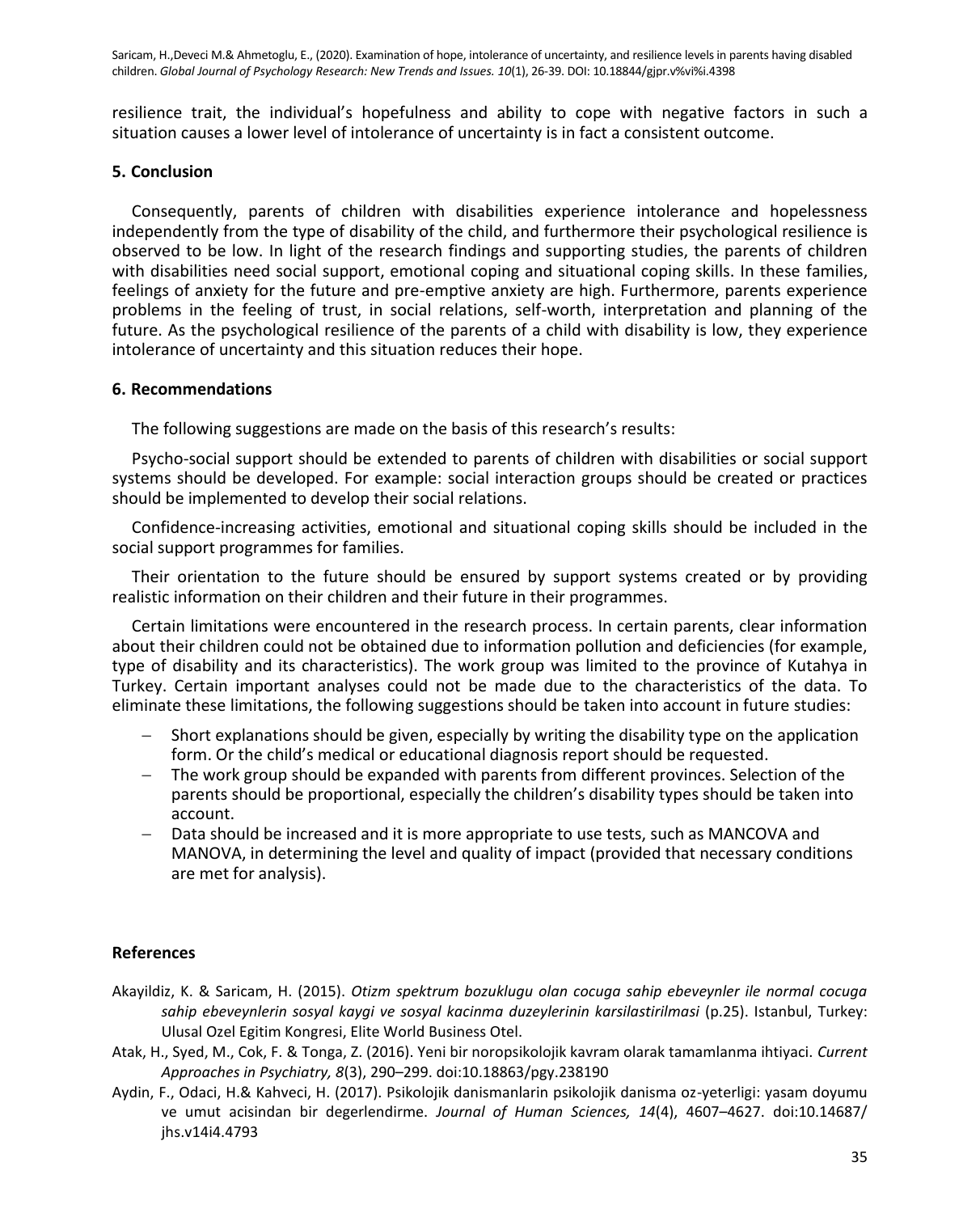resilience trait, the individual's hopefulness and ability to cope with negative factors in such a situation causes a lower level of intolerance of uncertainty is in fact a consistent outcome.

## 5. Conclusion

Consequently, parents of children with disabilities experience intolerance and hopelessness independently from the type of disability of the child, and furthermore their psychological resilience is observed to be low. In light of the research findings and supporting studies, the parents of children with disabilities need social support, emotional coping and situational coping skills. In these families, feelings of anxiety for the future and pre-emptive anxiety are high. Furthermore, parents experience problems in the feeling of trust, in social relations, self-worth, interpretation and planning of the future. As the psychological resilience of the parents of a child with disability is low, they experience intolerance of uncertainty and this situation reduces their hope.

## 6. Recommendations

The following suggestions are made on the basis of this research's results:

Psycho-social support should be extended to parents of children with disabilities or social support systems should be developed. For example: social interaction groups should be created or practices should be implemented to develop their social relations.

Confidence-increasing activities, emotional and situational coping skills should be included in the social support programmes for families.

Their orientation to the future should be ensured by support systems created or by providing realistic information on their children and their future in their programmes.

Certain limitations were encountered in the research process. In certain parents, clear information about their children could not be obtained due to information pollution and deficiencies (for example, type of disability and its characteristics). The work group was limited to the province of Kutahya in Turkey. Certain important analyses could not be made due to the characteristics of the data. To eliminate these limitations, the following suggestions should be taken into account in future studies:

- Short explanations should be given, especially by writing the disability type on the application form. Or the child's medical or educational diagnosis report should be requested.
- The work group should be expanded with parents from different provinces. Selection of the parents should be proportional, especially the children's disability types should be taken into account.
- Data should be increased and it is more appropriate to use tests, such as MANCOVA and MANOVA, in determining the level and quality of impact (provided that necessary conditions are met for analysis).

## References

Akayildiz, K. & Saricam, H. (2015). *Otizm spektrum bozuklugu olan cocuga sahip ebeveynler ile normal cocuga sahip ebeveynlerin sosyal kaygi ve sosyal kacinma duzeylerinin karsilastirilmasi* (p.25). Istanbul, Turkey: Ulusal Ozel Egitim Kongresi, Elite World Business Otel.

Atak, H., Syed, M., Cok, F. & Tonga, Z. (2016). Yeni bir noropsikolojik kavram olarak tamamlanma ihtiyaci. *Current Approaches in Psychiatry, 8*(3), 290–299. doi:10.18863/pgy.238190

Aydin, F., Odaci, H.& Kahveci, H. (2017). Psikolojik danismanlarin psikolojik danisma oz-yeterligi: yasam doyumu ve umut acisindan bir degerlendirme. *Journal of Human Sciences, 14*(4), 4607–4627. doi:10.14687/jhs.v14i4.4793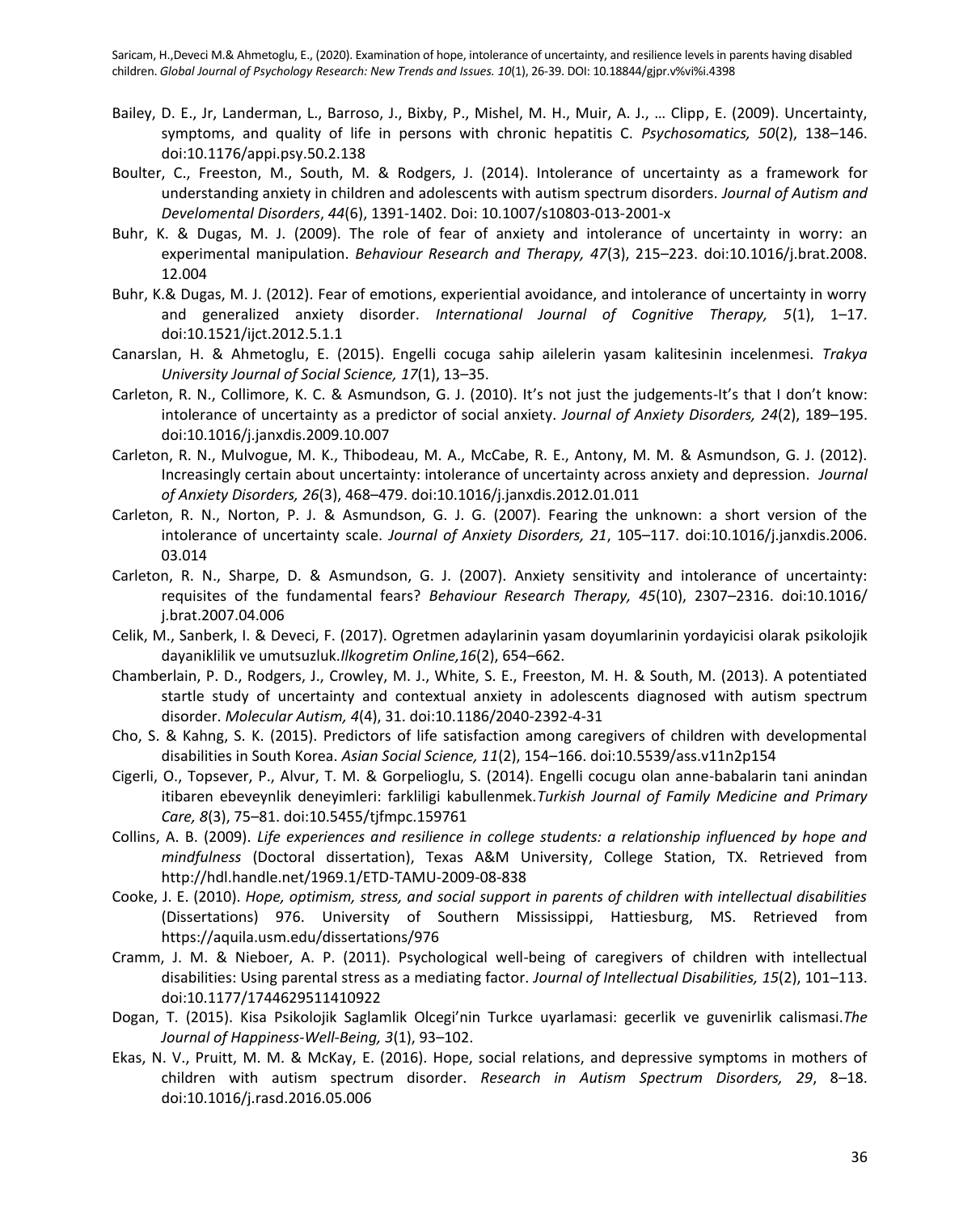Bailey, D. E., Jr, Landerman, L., Barroso, J., Bixby, P., Mishel, M. H., Muir, A. J., … Clipp, E. (2009). Uncertainty, symptoms, and quality of life in persons with chronic hepatitis C. *Psychosomatics, 50*(2), 138–146. doi:10.1176/appi.psy.50.2.138

Boulter, C., Freeston, M., South, M. & Rodgers, J. (2014). Intolerance of uncertainty as a framework for understanding anxiety in children and adolescents with autism spectrum disorders. *Journal of Autism and Develomental Disorders*, *44*(6), 1391-1402. Doi: 10.1007/s10803-013-2001-x

Buhr, K. & Dugas, M. J. (2009). The role of fear of anxiety and intolerance of uncertainty in worry: an experimental manipulation. *Behaviour Research and Therapy, 47*(3), 215–223. doi:10.1016/j.brat.2008.12.004

Buhr, K.& Dugas, M. J. (2012). Fear of emotions, experiential avoidance, and intolerance of uncertainty in worry and generalized anxiety disorder. *International Journal of Cognitive Therapy, 5*(1), 1–17. doi:10.1521/ijct.2012.5.1.1

Canarslan, H. & Ahmetoglu, E. (2015). Engelli cocuga sahip ailelerin yasam kalitesinin incelenmesi. *Trakya University Journal of Social Science, 17*(1), 13–35.

Carleton, R. N., Collimore, K. C. & Asmundson, G. J. (2010). It's not just the judgements-It's that I don't know: intolerance of uncertainty as a predictor of social anxiety. *Journal of Anxiety Disorders, 24*(2), 189–195. doi:10.1016/j.janxdis.2009.10.007

Carleton, R. N., Mulvogue, M. K., Thibodeau, M. A., McCabe, R. E., Antony, M. M. & Asmundson, G. J. (2012). Increasingly certain about uncertainty: intolerance of uncertainty across anxiety and depression. *Journal of Anxiety Disorders, 26*(3), 468–479. doi:10.1016/j.janxdis.2012.01.011

Carleton, R. N., Norton, P. J. & Asmundson, G. J. G. (2007). Fearing the unknown: a short version of the intolerance of uncertainty scale. *Journal of Anxiety Disorders, 21*, 105–117. doi:10.1016/j.janxdis.2006.03.014

Carleton, R. N., Sharpe, D. & Asmundson, G. J. (2007). Anxiety sensitivity and intolerance of uncertainty: requisites of the fundamental fears? *Behaviour Research Therapy, 45*(10), 2307–2316. doi:10.1016/j.brat.2007.04.006

Celik, M., Sanberk, I. & Deveci, F. (2017). Ogretmen adaylarinin yasam doyumlarinin yordayicisi olarak psikolojik dayaniklilik ve umutsuzluk.*Ilkogretim Online,16*(2), 654–662.

Chamberlain, P. D., Rodgers, J., Crowley, M. J., White, S. E., Freeston, M. H. & South, M. (2013). A potentiated startle study of uncertainty and contextual anxiety in adolescents diagnosed with autism spectrum disorder. *Molecular Autism, 4*(4), 31. doi:10.1186/2040-2392-4-31

Cho, S. & Kahng, S. K. (2015). Predictors of life satisfaction among caregivers of children with developmental disabilities in South Korea. *Asian Social Science, 11*(2), 154–166. doi:10.5539/ass.v11n2p154

Cigerli, O., Topsever, P., Alvur, T. M. & Gorpelioglu, S. (2014). Engelli cocugu olan anne-babalarin tani anindan itibaren ebeveynlik deneyimleri: farkliligi kabullenmek.*Turkish Journal of Family Medicine and Primary Care, 8*(3), 75–81. doi:10.5455/tjfmpc.159761

Collins, A. B. (2009). *Life experiences and resilience in college students: a relationship influenced by hope and mindfulness* (Doctoral dissertation), Texas A&M University, College Station, TX. Retrieved from http://hdl.handle.net/1969.1/ETD-TAMU-2009-08-838

Cooke, J. E. (2010). *Hope, optimism, stress, and social support in parents of children with intellectual disabilities* (Dissertations) 976. University of Southern Mississippi, Hattiesburg, MS. Retrieved from https://aquila.usm.edu/dissertations/976

Cramm, J. M. & Nieboer, A. P. (2011). Psychological well-being of caregivers of children with intellectual disabilities: Using parental stress as a mediating factor. *Journal of Intellectual Disabilities, 15*(2), 101–113. doi:10.1177/1744629511410922

Dogan, T. (2015). Kisa Psikolojik Saglamlik Olcegi'nin Turkce uyarlamasi: gecerlik ve guvenirlik calismasi.*The Journal of Happiness-Well-Being, 3*(1), 93–102.

Ekas, N. V., Pruitt, M. M. & McKay, E. (2016). Hope, social relations, and depressive symptoms in mothers of children with autism spectrum disorder. *Research in Autism Spectrum Disorders, 29*, 8–18. doi:10.1016/j.rasd.2016.05.006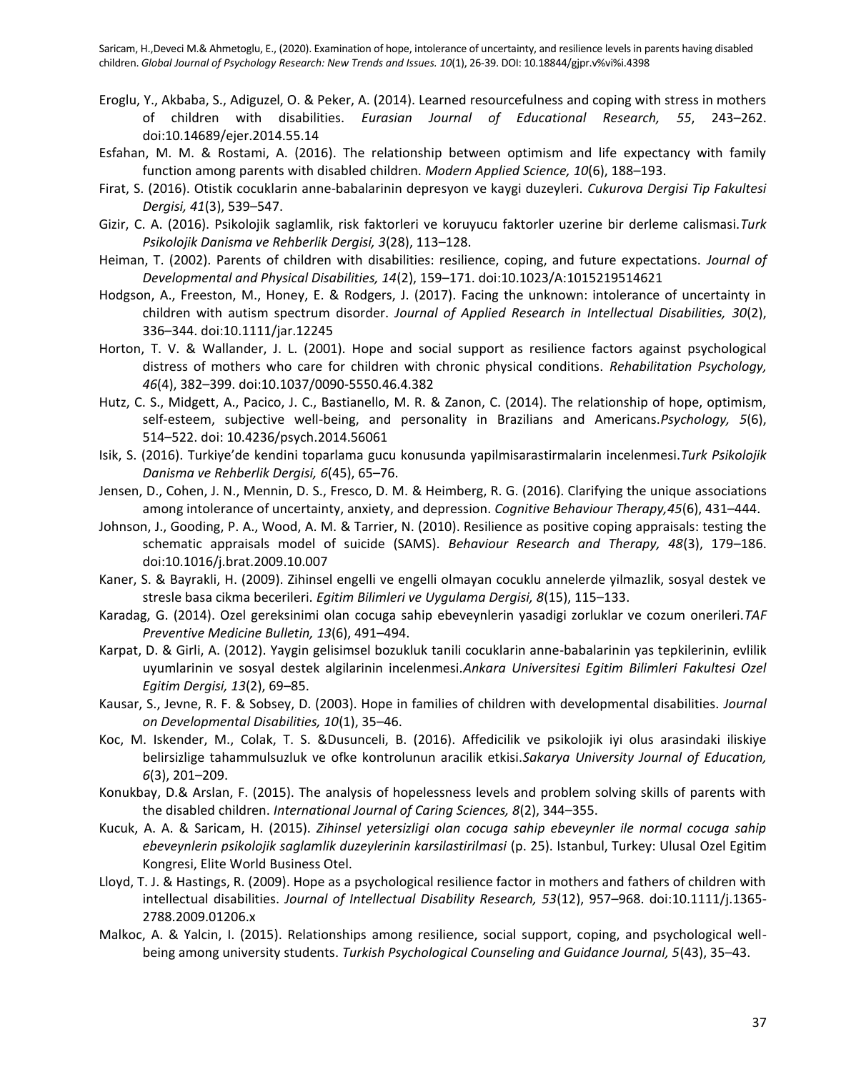Eroglu, Y., Akbaba, S., Adiguzel, O. & Peker, A. (2014). Learned resourcefulness and coping with stress in mothers of children with disabilities. *Eurasian Journal of Educational Research, 55*, 243–262. doi:10.14689/ejer.2014.55.14

Esfahan, M. M. & Rostami, A. (2016). The relationship between optimism and life expectancy with family function among parents with disabled children. *Modern Applied Science, 10*(6), 188–193.

Firat, S. (2016). Otistik cocuklarin anne-babalarinin depresyon ve kaygi duzeyleri. *Cukurova Dergisi Tip Fakultesi Dergisi, 41*(3), 539–547.

Gizir, C. A. (2016). Psikolojik saglamlik, risk faktorleri ve koruyucu faktorler uzerine bir derleme calismasi.*Turk Psikolojik Danisma ve Rehberlik Dergisi, 3*(28), 113–128.

Heiman, T. (2002). Parents of children with disabilities: resilience, coping, and future expectations. *Journal of Developmental and Physical Disabilities, 14*(2), 159–171. doi:10.1023/A:1015219514621

Hodgson, A., Freeston, M., Honey, E. & Rodgers, J. (2017). Facing the unknown: intolerance of uncertainty in children with autism spectrum disorder. *Journal of Applied Research in Intellectual Disabilities, 30*(2), 336–344. doi:10.1111/jar.12245

Horton, T. V. & Wallander, J. L. (2001). Hope and social support as resilience factors against psychological distress of mothers who care for children with chronic physical conditions. *Rehabilitation Psychology, 46*(4), 382–399. doi:10.1037/0090-5550.46.4.382

Hutz, C. S., Midgett, A., Pacico, J. C., Bastianello, M. R. & Zanon, C. (2014). The relationship of hope, optimism, self-esteem, subjective well-being, and personality in Brazilians and Americans.*Psychology, 5*(6), 514–522. doi: 10.4236/psych.2014.56061

Isik, S. (2016). Turkiye'de kendini toparlama gucu konusunda yapilmisarastirmalarin incelenmesi.*Turk Psikolojik Danisma ve Rehberlik Dergisi, 6*(45), 65–76.

Jensen, D., Cohen, J. N., Mennin, D. S., Fresco, D. M. & Heimberg, R. G. (2016). Clarifying the unique associations among intolerance of uncertainty, anxiety, and depression. *Cognitive Behaviour Therapy,45*(6), 431–444.

Johnson, J., Gooding, P. A., Wood, A. M. & Tarrier, N. (2010). Resilience as positive coping appraisals: testing the schematic appraisals model of suicide (SAMS). *Behaviour Research and Therapy, 48*(3), 179–186. doi:10.1016/j.brat.2009.10.007

Kaner, S. & Bayrakli, H. (2009). Zihinsel engelli ve engelli olmayan cocuklu annelerde yilmazlik, sosyal destek ve stresle basa cikma becerileri. *Egitim Bilimleri ve Uygulama Dergisi, 8*(15), 115–133.

Karadag, G. (2014). Ozel gereksinimi olan cocuga sahip ebeveynlerin yasadigi zorluklar ve cozum onerileri.*TAF Preventive Medicine Bulletin, 13*(6), 491–494.

Karpat, D. & Girli, A. (2012). Yaygin gelisimsel bozukluk tanili cocuklarin anne-babalarinin yas tepkilerinin, evlilik uyumlarinin ve sosyal destek algilarinin incelenmesi.*Ankara Universitesi Egitim Bilimleri Fakultesi Ozel Egitim Dergisi, 13*(2), 69–85.

Kausar, S., Jevne, R. F. & Sobsey, D. (2003). Hope in families of children with developmental disabilities. *Journal on Developmental Disabilities, 10*(1), 35–46.

Koc, M. Iskender, M., Colak, T. S. &Dusunceli, B. (2016). Affedicilik ve psikolojik iyi olus arasindaki iliskiye belirsizlige tahammulsuzluk ve ofke kontrolunun aracilik etkisi.*Sakarya University Journal of Education, 6*(3), 201–209.

Konukbay, D.& Arslan, F. (2015). The analysis of hopelessness levels and problem solving skills of parents with the disabled children. *International Journal of Caring Sciences, 8*(2), 344–355.

Kucuk, A. A. & Saricam, H. (2015). *Zihinsel yetersizligi olan cocuga sahip ebeveynler ile normal cocuga sahip ebeveynlerin psikolojik saglamlik duzeylerinin karsilastirilmasi* (p. 25). Istanbul, Turkey: Ulusal Ozel Egitim Kongresi, Elite World Business Otel.

Lloyd, T. J. & Hastings, R. (2009). Hope as a psychological resilience factor in mothers and fathers of children with intellectual disabilities. *Journal of Intellectual Disability Research, 53*(12), 957–968. doi:10.1111/j.1365-2788.2009.01206.x

Malkoc, A. & Yalcin, I. (2015). Relationships among resilience, social support, coping, and psychological well-being among university students. *Turkish Psychological Counseling and Guidance Journal, 5*(43), 35–43.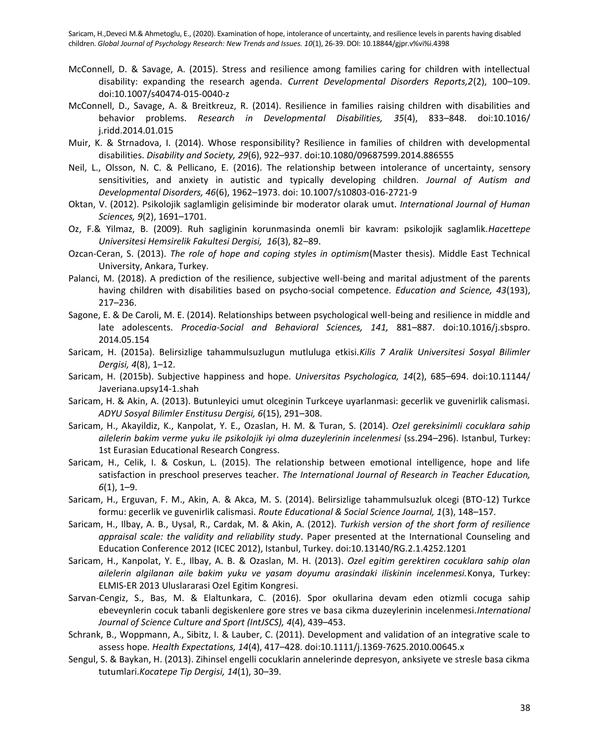McConnell, D. & Savage, A. (2015). Stress and resilience among families caring for children with intellectual disability: expanding the research agenda. *Current Developmental Disorders Reports,2*(2), 100–109. doi:10.1007/s40474-015-0040-z

McConnell, D., Savage, A. & Breitkreuz, R. (2014). Resilience in families raising children with disabilities and behavior problems. *Research in Developmental Disabilities, 35*(4), 833–848. doi:10.1016/ j.ridd.2014.01.015

Muir, K. & Strnadova, I. (2014). Whose responsibility? Resilience in families of children with developmental disabilities. *Disability and Society, 29*(6), 922–937. doi:10.1080/09687599.2014.886555

Neil, L., Olsson, N. C. & Pellicano, E. (2016). The relationship between intolerance of uncertainty, sensory sensitivities, and anxiety in autistic and typically developing children. *Journal of Autism and Developmental Disorders, 46*(6), 1962–1973. doi: 10.1007/s10803-016-2721-9

Oktan, V. (2012). Psikolojik saglamligin gelisiminde bir moderator olarak umut. *International Journal of Human Sciences, 9*(2), 1691–1701.

Oz, F.& Yilmaz, B. (2009). Ruh sagliginin korunmasinda onemli bir kavram: psikolojik saglamlik.*Hacettepe Universitesi Hemsirelik Fakultesi Dergisi, 16*(3), 82–89.

Ozcan-Ceran, S. (2013). *The role of hope and coping styles in optimism*(Master thesis). Middle East Technical University, Ankara, Turkey.

Palanci, M. (2018). A prediction of the resilience, subjective well-being and marital adjustment of the parents having children with disabilities based on psycho-social competence. *Education and Science, 43*(193), 217–236.

Sagone, E. & De Caroli, M. E. (2014). Relationships between psychological well-being and resilience in middle and late adolescents. *Procedia-Social and Behavioral Sciences, 141,* 881–887. doi:10.1016/j.sbspro. 2014.05.154

Saricam, H. (2015a). Belirsizlige tahammulsuzlugun mutluluga etkisi.*Kilis 7 Aralik Universitesi Sosyal Bilimler Dergisi, 4*(8), 1–12.

Saricam, H. (2015b). Subjective happiness and hope. *Universitas Psychologica, 14*(2), 685–694. doi:10.11144/ Javeriana.upsy14-1.shah

Saricam, H. & Akin, A. (2013). Butunleyici umut olceginin Turkceye uyarlanmasi: gecerlik ve guvenirlik calismasi. *ADYU Sosyal Bilimler Enstitusu Dergisi, 6*(15), 291–308.

Saricam, H., Akayildiz, K., Kanpolat, Y. E., Ozaslan, H. M. & Turan, S. (2014). *Ozel gereksinimli cocuklara sahip ailelerin bakim verme yuku ile psikolojik iyi olma duzeylerinin incelenmesi* (ss.294–296). Istanbul, Turkey: 1st Eurasian Educational Research Congress.

Saricam, H., Celik, I. & Coskun, L. (2015). The relationship between emotional intelligence, hope and life satisfaction in preschool preserves teacher. *The International Journal of Research in Teacher Education, 6*(1), 1–9.

Saricam, H., Erguvan, F. M., Akin, A. & Akca, M. S. (2014). Belirsizlige tahammulsuzluk olcegi (BTO-12) Turkce formu: gecerlik ve guvenirlik calismasi. *Route Educational & Social Science Journal, 1*(3), 148–157.

Saricam, H., Ilbay, A. B., Uysal, R., Cardak, M. & Akin, A. (2012). *Turkish version of the short form of resilience appraisal scale: the validity and reliability study*. Paper presented at the International Counseling and Education Conference 2012 (ICEC 2012), Istanbul, Turkey. doi:10.13140/RG.2.1.4252.1201

Saricam, H., Kanpolat, Y. E., Ilbay, A. B. & Ozaslan, M. H. (2013). *Ozel egitim gerektiren cocuklara sahip olan ailelerin algilanan aile bakim yuku ve yasam doyumu arasindaki iliskinin incelenmesi.*Konya, Turkey: ELMIS-ER 2013 Uluslararasi Ozel Egitim Kongresi.

Sarvan-Cengiz, S., Bas, M. & Elaltunkara, C. (2016). Spor okullarina devam eden otizmli cocuga sahip ebeveynlerin cocuk tabanli degiskenlere gore stres ve basa cikma duzeylerinin incelenmesi.*International Journal of Science Culture and Sport (IntJSCS), 4*(4), 439–453.

Schrank, B., Woppmann, A., Sibitz, I. & Lauber, C. (2011). Development and validation of an integrative scale to assess hope. *Health Expectations, 14*(4), 417–428. doi:10.1111/j.1369-7625.2010.00645.x

Sengul, S. & Baykan, H. (2013). Zihinsel engelli cocuklarin annelerinde depresyon, anksiyete ve stresle basa cikma tutumlari.*Kocatepe Tip Dergisi, 14*(1), 30–39.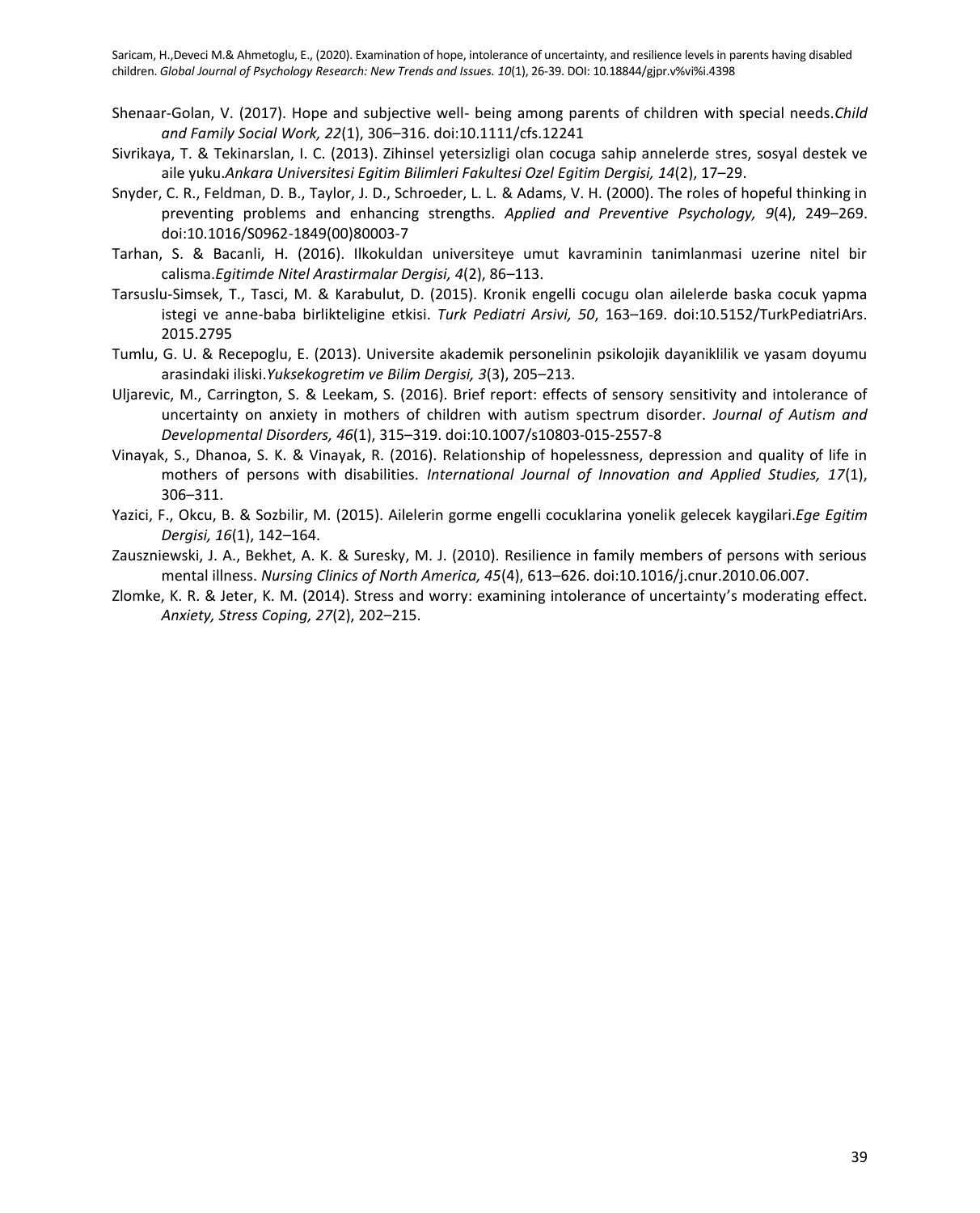Shenaar-Golan, V. (2017). Hope and subjective well- being among parents of children with special needs.*Child and Family Social Work, 22*(1), 306–316. doi:10.1111/cfs.12241

Sivrikaya, T. & Tekinarslan, I. C. (2013). Zihinsel yetersizligi olan cocuga sahip annelerde stres, sosyal destek ve aile yuku.*Ankara Universitesi Egitim Bilimleri Fakultesi Ozel Egitim Dergisi, 14*(2), 17–29.

Snyder, C. R., Feldman, D. B., Taylor, J. D., Schroeder, L. L. & Adams, V. H. (2000). The roles of hopeful thinking in preventing problems and enhancing strengths. *Applied and Preventive Psychology, 9*(4), 249–269. doi:10.1016/S0962-1849(00)80003-7

Tarhan, S. & Bacanli, H. (2016). Ilkokuldan universiteye umut kavraminin tanimlanmasi uzerine nitel bir calisma.*Egitimde Nitel Arastirmalar Dergisi, 4*(2), 86–113.

Tarsuslu-Simsek, T., Tasci, M. & Karabulut, D. (2015). Kronik engelli cocugu olan ailelerde baska cocuk yapma istegi ve anne-baba birlikteligine etkisi. *Turk Pediatri Arsivi, 50*, 163–169. doi:10.5152/TurkPediatriArs. 2015.2795

Tumlu, G. U. & Recepoglu, E. (2013). Universite akademik personelinin psikolojik dayaniklilik ve yasam doyumu arasindaki iliski.*Yuksekogretim ve Bilim Dergisi, 3*(3), 205–213.

Uljarevic, M., Carrington, S. & Leekam, S. (2016). Brief report: effects of sensory sensitivity and intolerance of uncertainty on anxiety in mothers of children with autism spectrum disorder. *Journal of Autism and Developmental Disorders, 46*(1), 315–319. doi:10.1007/s10803-015-2557-8

Vinayak, S., Dhanoa, S. K. & Vinayak, R. (2016). Relationship of hopelessness, depression and quality of life in mothers of persons with disabilities. *International Journal of Innovation and Applied Studies, 17*(1), 306–311.

Yazici, F., Okcu, B. & Sozbilir, M. (2015). Ailelerin gorme engelli cocuklarina yonelik gelecek kaygilari.*Ege Egitim Dergisi, 16*(1), 142–164.

Zauszniewski, J. A., Bekhet, A. K. & Suresky, M. J. (2010). Resilience in family members of persons with serious mental illness. *Nursing Clinics of North America, 45*(4), 613–626. doi:10.1016/j.cnur.2010.06.007.

Zlomke, K. R. & Jeter, K. M. (2014). Stress and worry: examining intolerance of uncertainty's moderating effect. *Anxiety, Stress Coping, 27*(2), 202–215.